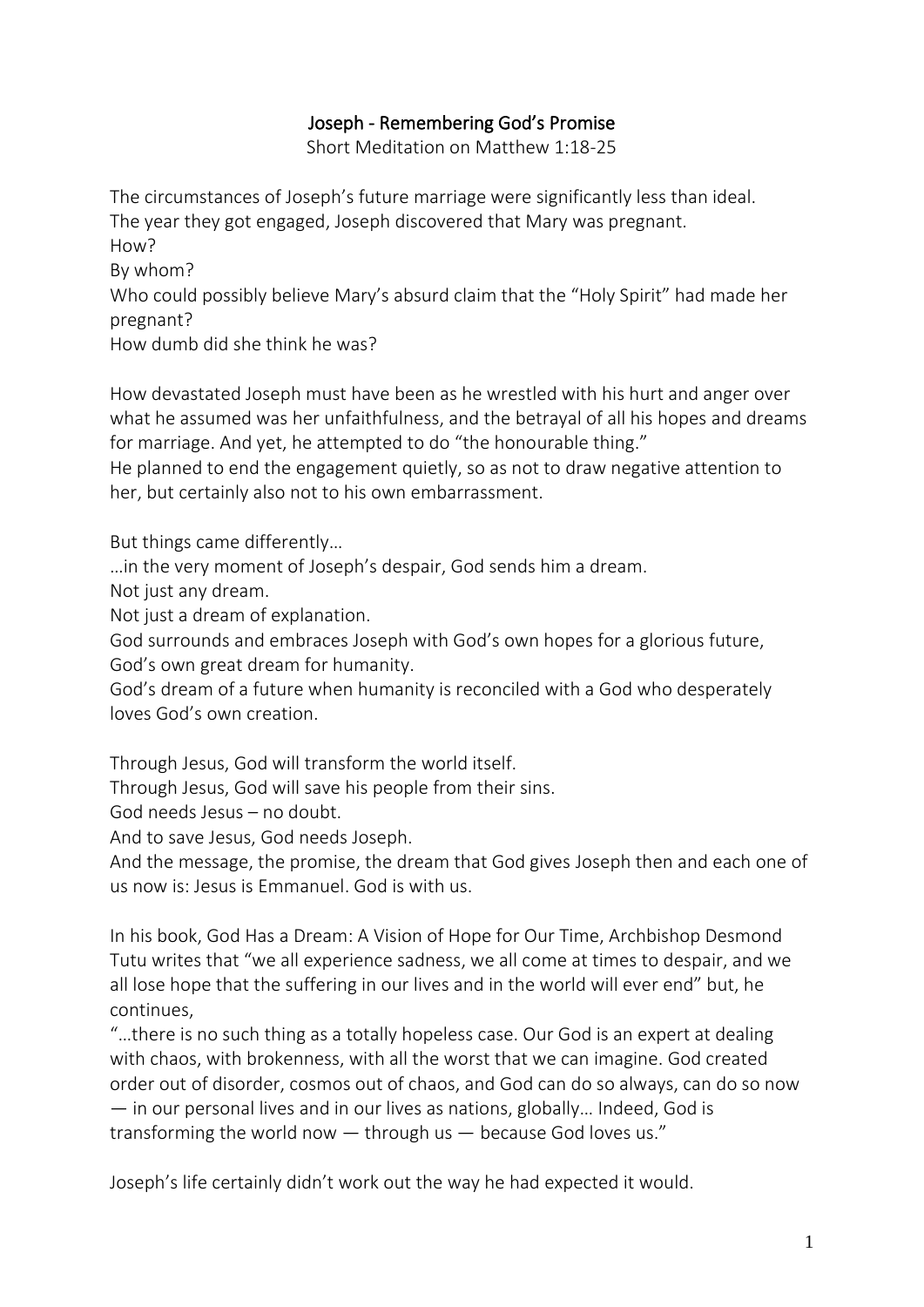# Joseph - Remembering God's Promise

Short Meditation on Matthew 1:18-25

The circumstances of Joseph's future marriage were significantly less than ideal.
The year they got engaged, Joseph discovered that Mary was pregnant.
How?
By whom?
Who could possibly believe Mary's absurd claim that the "Holy Spirit" had made her pregnant?
How dumb did she think he was?

How devastated Joseph must have been as he wrestled with his hurt and anger over what he assumed was her unfaithfulness, and the betrayal of all his hopes and dreams for marriage. And yet, he attempted to do "the honourable thing."
He planned to end the engagement quietly, so as not to draw negative attention to her, but certainly also not to his own embarrassment.

But things came differently…
…in the very moment of Joseph's despair, God sends him a dream.
Not just any dream.
Not just a dream of explanation.
God surrounds and embraces Joseph with God's own hopes for a glorious future, God's own great dream for humanity.
God's dream of a future when humanity is reconciled with a God who desperately loves God's own creation.

Through Jesus, God will transform the world itself.
Through Jesus, God will save his people from their sins.
God needs Jesus – no doubt.
And to save Jesus, God needs Joseph.
And the message, the promise, the dream that God gives Joseph then and each one of us now is: Jesus is Emmanuel. God is with us.

In his book, God Has a Dream: A Vision of Hope for Our Time, Archbishop Desmond Tutu writes that "we all experience sadness, we all come at times to despair, and we all lose hope that the suffering in our lives and in the world will ever end" but, he continues,
"…there is no such thing as a totally hopeless case. Our God is an expert at dealing with chaos, with brokenness, with all the worst that we can imagine. God created order out of disorder, cosmos out of chaos, and God can do so always, can do so now — in our personal lives and in our lives as nations, globally… Indeed, God is transforming the world now — through us — because God loves us."

Joseph's life certainly didn't work out the way he had expected it would.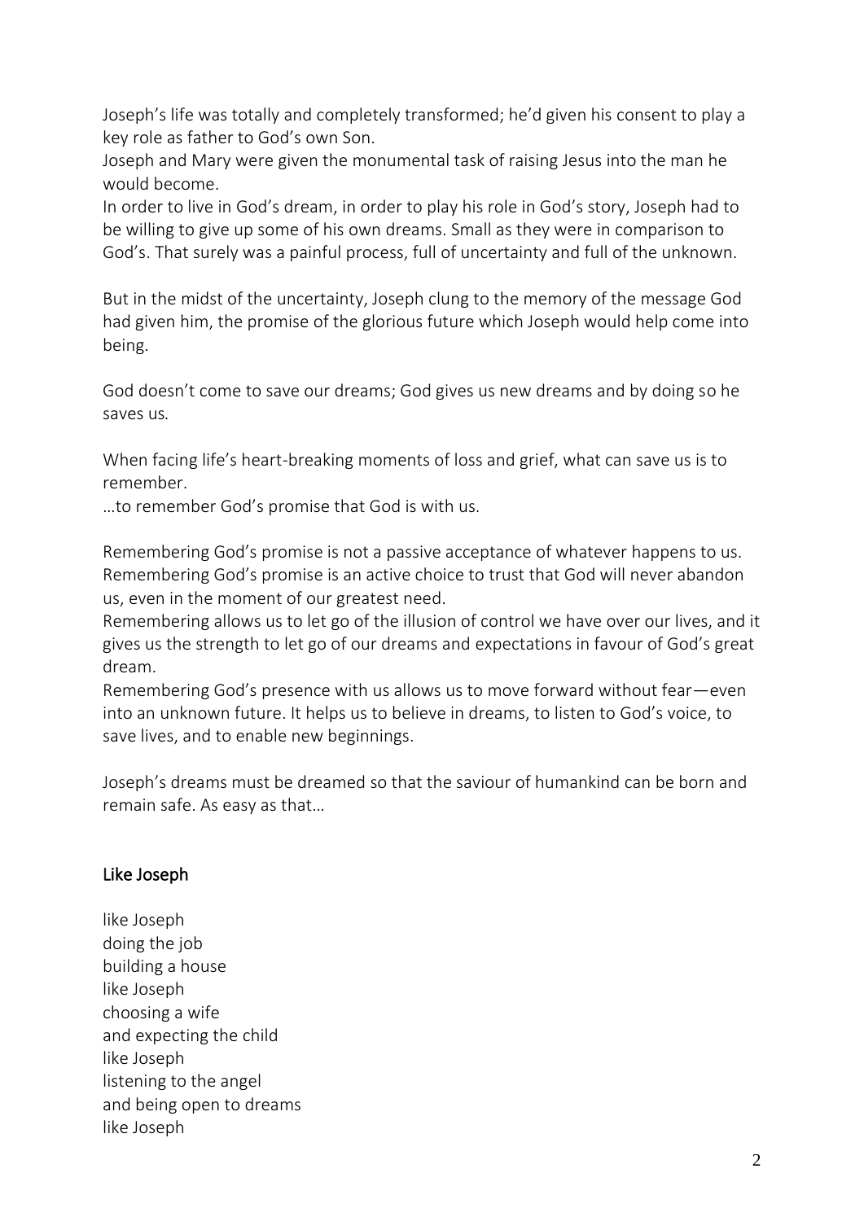Joseph's life was totally and completely transformed; he'd given his consent to play a key role as father to God's own Son.
Joseph and Mary were given the monumental task of raising Jesus into the man he would become.
In order to live in God's dream, in order to play his role in God's story, Joseph had to be willing to give up some of his own dreams. Small as they were in comparison to God's. That surely was a painful process, full of uncertainty and full of the unknown.

But in the midst of the uncertainty, Joseph clung to the memory of the message God had given him, the promise of the glorious future which Joseph would help come into being.

God doesn't come to save our dreams; God gives us new dreams and by doing so he saves us.

When facing life's heart-breaking moments of loss and grief, what can save us is to remember.
…to remember God's promise that God is with us.

Remembering God's promise is not a passive acceptance of whatever happens to us.
Remembering God's promise is an active choice to trust that God will never abandon us, even in the moment of our greatest need.
Remembering allows us to let go of the illusion of control we have over our lives, and it gives us the strength to let go of our dreams and expectations in favour of God's great dream.
Remembering God's presence with us allows us to move forward without fear—even into an unknown future. It helps us to believe in dreams, to listen to God's voice, to save lives, and to enable new beginnings.

Joseph's dreams must be dreamed so that the saviour of humankind can be born and remain safe. As easy as that…

## Like Joseph

like Joseph
doing the job
building a house
like Joseph
choosing a wife
and expecting the child
like Joseph
listening to the angel
and being open to dreams
like Joseph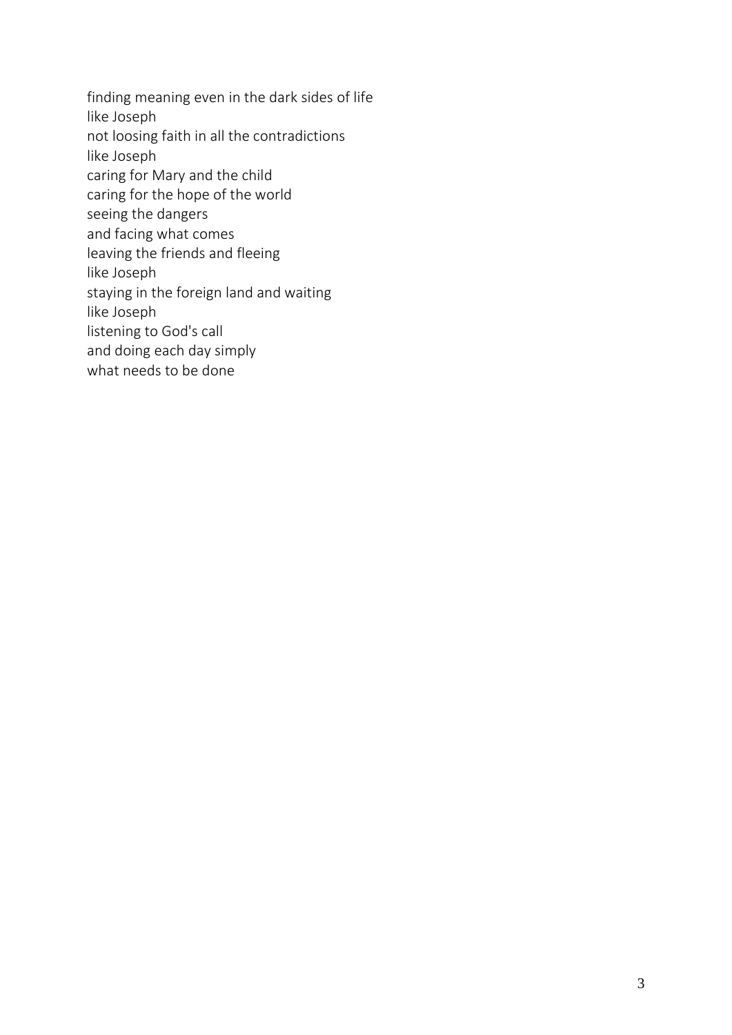finding meaning even in the dark sides of life
like Joseph
not loosing faith in all the contradictions
like Joseph
caring for Mary and the child
caring for the hope of the world
seeing the dangers
and facing what comes
leaving the friends and fleeing
like Joseph
staying in the foreign land and waiting
like Joseph
listening to God's call
and doing each day simply
what needs to be done